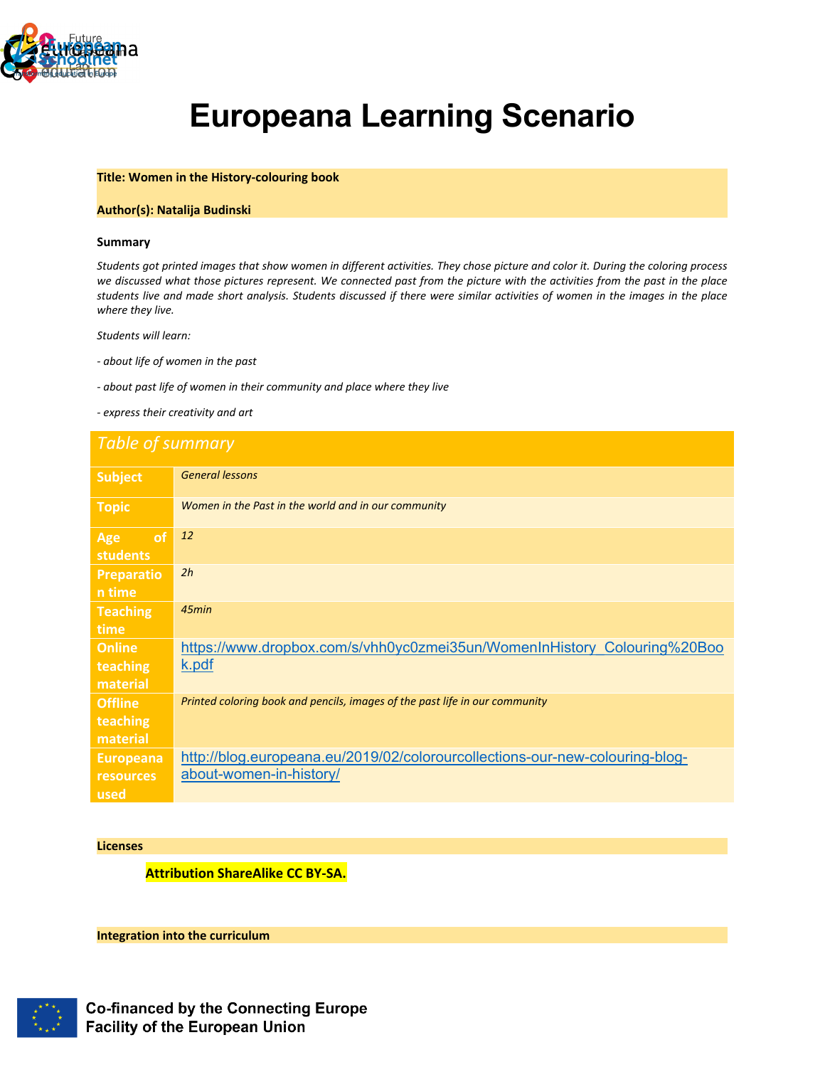# Europeana Learning Scenario

**Title: Women in the History-colouring book**

**Author(s): Natalija Budinski**

**Summary**

*Students got printed images that show women in different activities. They chose picture and color it. During the coloring process we discussed what those pictures represent. We connected past from the picture with the activities from the past in the place students live and made short analysis. Students discussed if there were similar activities of women in the images in the place where they live.*

*Students will learn:*

*- about life of women in the past*

*- about past life of women in their community and place where they live*

*- express their creativity and art*

| *Table of summary* | |
|---|---|
| **Subject** | *General lessons* |
| **Topic** | *Women in the Past in the world and in our community* |
| **Age of students** | *12* |
| **Preparation time** | *2h* |
| **Teaching time** | *45min* |
| **Online teaching material** | https://www.dropbox.com/s/vhh0yc0zmei35un/WomenInHistory_Colouring%20Book.pdf |
| **Offline teaching material** | *Printed coloring book and pencils, images of the past life in our community* |
| **Europeana resources used** | http://blog.europeana.eu/2019/02/colorourcollections-our-new-colouring-blog-about-women-in-history/ |

**Licenses**

**Attribution ShareAlike CC BY-SA.**

**Integration into the curriculum**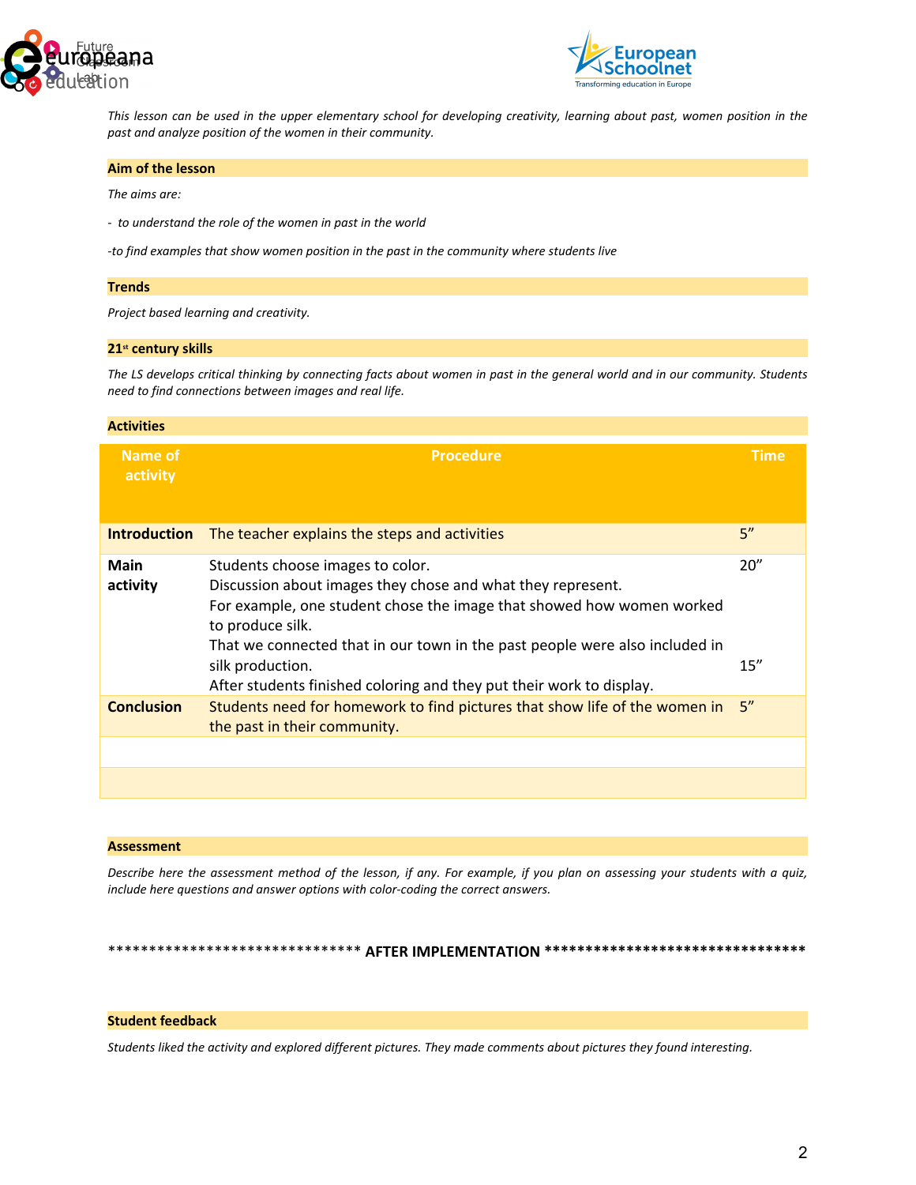*This lesson can be used in the upper elementary school for developing creativity, learning about past, women position in the past and analyze position of the women in their community.*

## Aim of the lesson

*The aims are:*

*- to understand the role of the women in past in the world*

*-to find examples that show women position in the past in the community where students live*

## Trends

*Project based learning and creativity.*

## 21st century skills

*The LS develops critical thinking by connecting facts about women in past in the general world and in our community. Students need to find connections between images and real life.*

## Activities

| Name of activity | Procedure | Time |
|---|---|---|
| **Introduction** | The teacher explains the steps and activities | 5" |
| **Main activity** | Students choose images to color.<br>Discussion about images they chose and what they represent.<br>For example, one student chose the image that showed how women worked to produce silk.<br>That we connected that in our town in the past people were also included in silk production.<br>After students finished coloring and they put their work to display. | 20"<br><br><br><br><br>15" |
| **Conclusion** | Students need for homework to find pictures that show life of the women in the past in their community. | 5" |
| | | |
| | | |

## Assessment

*Describe here the assessment method of the lesson, if any. For example, if you plan on assessing your students with a quiz, include here questions and answer options with color-coding the correct answers.*

******************************* **AFTER IMPLEMENTATION** ********************************

## Student feedback

*Students liked the activity and explored different pictures. They made comments about pictures they found interesting.*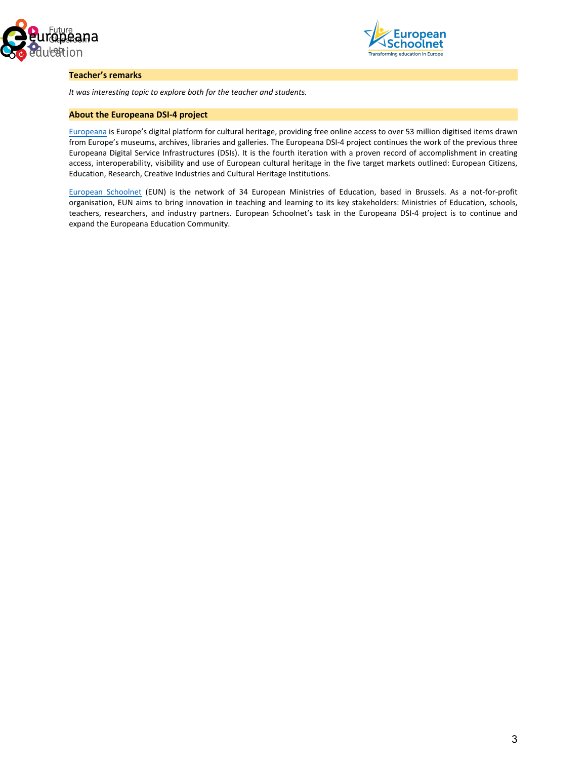## Teacher's remarks

*It was interesting topic to explore both for the teacher and students.*

## About the Europeana DSI-4 project

Europeana is Europe's digital platform for cultural heritage, providing free online access to over 53 million digitised items drawn from Europe's museums, archives, libraries and galleries. The Europeana DSI-4 project continues the work of the previous three Europeana Digital Service Infrastructures (DSIs). It is the fourth iteration with a proven record of accomplishment in creating access, interoperability, visibility and use of European cultural heritage in the five target markets outlined: European Citizens, Education, Research, Creative Industries and Cultural Heritage Institutions.

European Schoolnet (EUN) is the network of 34 European Ministries of Education, based in Brussels. As a not-for-profit organisation, EUN aims to bring innovation in teaching and learning to its key stakeholders: Ministries of Education, schools, teachers, researchers, and industry partners. European Schoolnet's task in the Europeana DSI-4 project is to continue and expand the Europeana Education Community.